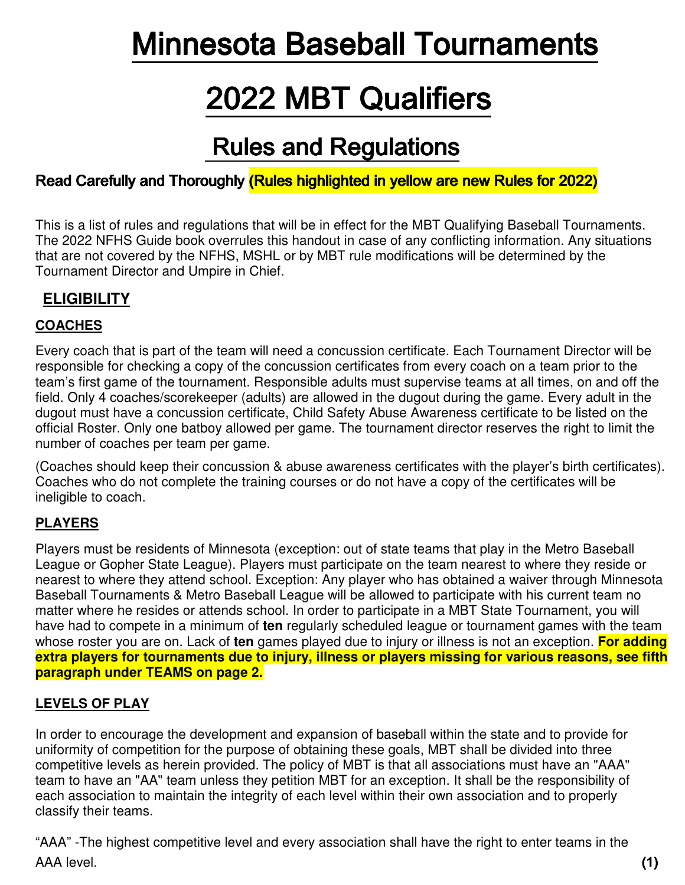# Minnesota Baseball Tournaments

# 2022 MBT Qualifiers

## Rules and Regulations

**Read Carefully and Thoroughly (Rules highlighted in yellow are new Rules for 2022)**

This is a list of rules and regulations that will be in effect for the MBT Qualifying Baseball Tournaments. The 2022 NFHS Guide book overrules this handout in case of any conflicting information. Any situations that are not covered by the NFHS, MSHL or by MBT rule modifications will be determined by the Tournament Director and Umpire in Chief.

### ELIGIBILITY

#### COACHES

Every coach that is part of the team will need a concussion certificate. Each Tournament Director will be responsible for checking a copy of the concussion certificates from every coach on a team prior to the team's first game of the tournament. Responsible adults must supervise teams at all times, on and off the field. Only 4 coaches/scorekeeper (adults) are allowed in the dugout during the game. Every adult in the dugout must have a concussion certificate, Child Safety Abuse Awareness certificate to be listed on the official Roster. Only one batboy allowed per game. The tournament director reserves the right to limit the number of coaches per team per game.

(Coaches should keep their concussion & abuse awareness certificates with the player's birth certificates). Coaches who do not complete the training courses or do not have a copy of the certificates will be ineligible to coach.

#### PLAYERS

Players must be residents of Minnesota (exception: out of state teams that play in the Metro Baseball League or Gopher State League). Players must participate on the team nearest to where they reside or nearest to where they attend school. Exception: Any player who has obtained a waiver through Minnesota Baseball Tournaments & Metro Baseball League will be allowed to participate with his current team no matter where he resides or attends school. In order to participate in a MBT State Tournament, you will have had to compete in a minimum of **ten** regularly scheduled league or tournament games with the team whose roster you are on. Lack of **ten** games played due to injury or illness is not an exception. **For adding extra players for tournaments due to injury, illness or players missing for various reasons, see fifth paragraph under TEAMS on page 2.**

#### LEVELS OF PLAY

In order to encourage the development and expansion of baseball within the state and to provide for uniformity of competition for the purpose of obtaining these goals, MBT shall be divided into three competitive levels as herein provided. The policy of MBT is that all associations must have an "AAA" team to have an "AA" team unless they petition MBT for an exception. It shall be the responsibility of each association to maintain the integrity of each level within their own association and to properly classify their teams.

"AAA" -The highest competitive level and every association shall have the right to enter teams in the AAA level.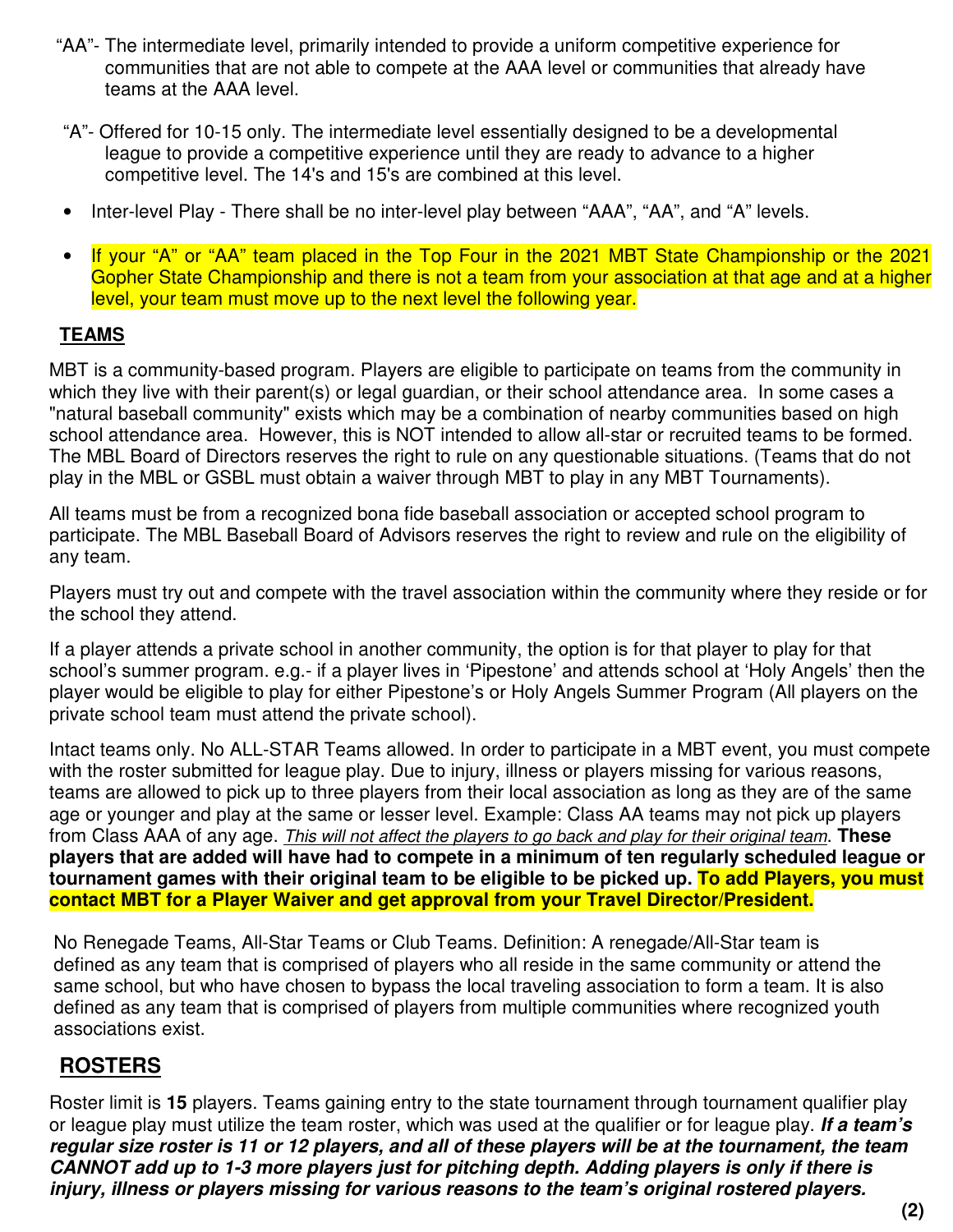"AA"- The intermediate level, primarily intended to provide a uniform competitive experience for communities that are not able to compete at the AAA level or communities that already have teams at the AAA level.

"A"- Offered for 10-15 only. The intermediate level essentially designed to be a developmental league to provide a competitive experience until they are ready to advance to a higher competitive level. The 14's and 15's are combined at this level.

- Inter-level Play - There shall be no inter-level play between "AAA", "AA", and "A" levels.
- If your "A" or "AA" team placed in the Top Four in the 2021 MBT State Championship or the 2021 Gopher State Championship and there is not a team from your association at that age and at a higher level, your team must move up to the next level the following year.

## TEAMS

MBT is a community-based program. Players are eligible to participate on teams from the community in which they live with their parent(s) or legal guardian, or their school attendance area. In some cases a "natural baseball community" exists which may be a combination of nearby communities based on high school attendance area. However, this is NOT intended to allow all-star or recruited teams to be formed. The MBL Board of Directors reserves the right to rule on any questionable situations. (Teams that do not play in the MBL or GSBL must obtain a waiver through MBT to play in any MBT Tournaments).

All teams must be from a recognized bona fide baseball association or accepted school program to participate. The MBL Baseball Board of Advisors reserves the right to review and rule on the eligibility of any team.

Players must try out and compete with the travel association within the community where they reside or for the school they attend.

If a player attends a private school in another community, the option is for that player to play for that school's summer program. e.g.- if a player lives in 'Pipestone' and attends school at 'Holy Angels' then the player would be eligible to play for either Pipestone's or Holy Angels Summer Program (All players on the private school team must attend the private school).

Intact teams only. No ALL-STAR Teams allowed. In order to participate in a MBT event, you must compete with the roster submitted for league play. Due to injury, illness or players missing for various reasons, teams are allowed to pick up to three players from their local association as long as they are of the same age or younger and play at the same or lesser level. Example: Class AA teams may not pick up players from Class AAA of any age. *This will not affect the players to go back and play for their original team*. **These players that are added will have had to compete in a minimum of ten regularly scheduled league or tournament games with their original team to be eligible to be picked up. To add Players, you must contact MBT for a Player Waiver and get approval from your Travel Director/President.**

No Renegade Teams, All-Star Teams or Club Teams. Definition: A renegade/All-Star team is defined as any team that is comprised of players who all reside in the same community or attend the same school, but who have chosen to bypass the local traveling association to form a team. It is also defined as any team that is comprised of players from multiple communities where recognized youth associations exist.

## ROSTERS

Roster limit is **15** players. Teams gaining entry to the state tournament through tournament qualifier play or league play must utilize the team roster, which was used at the qualifier or for league play. ***If a team's regular size roster is 11 or 12 players, and all of these players will be at the tournament, the team CANNOT add up to 1-3 more players just for pitching depth. Adding players is only if there is injury, illness or players missing for various reasons to the team's original rostered players.***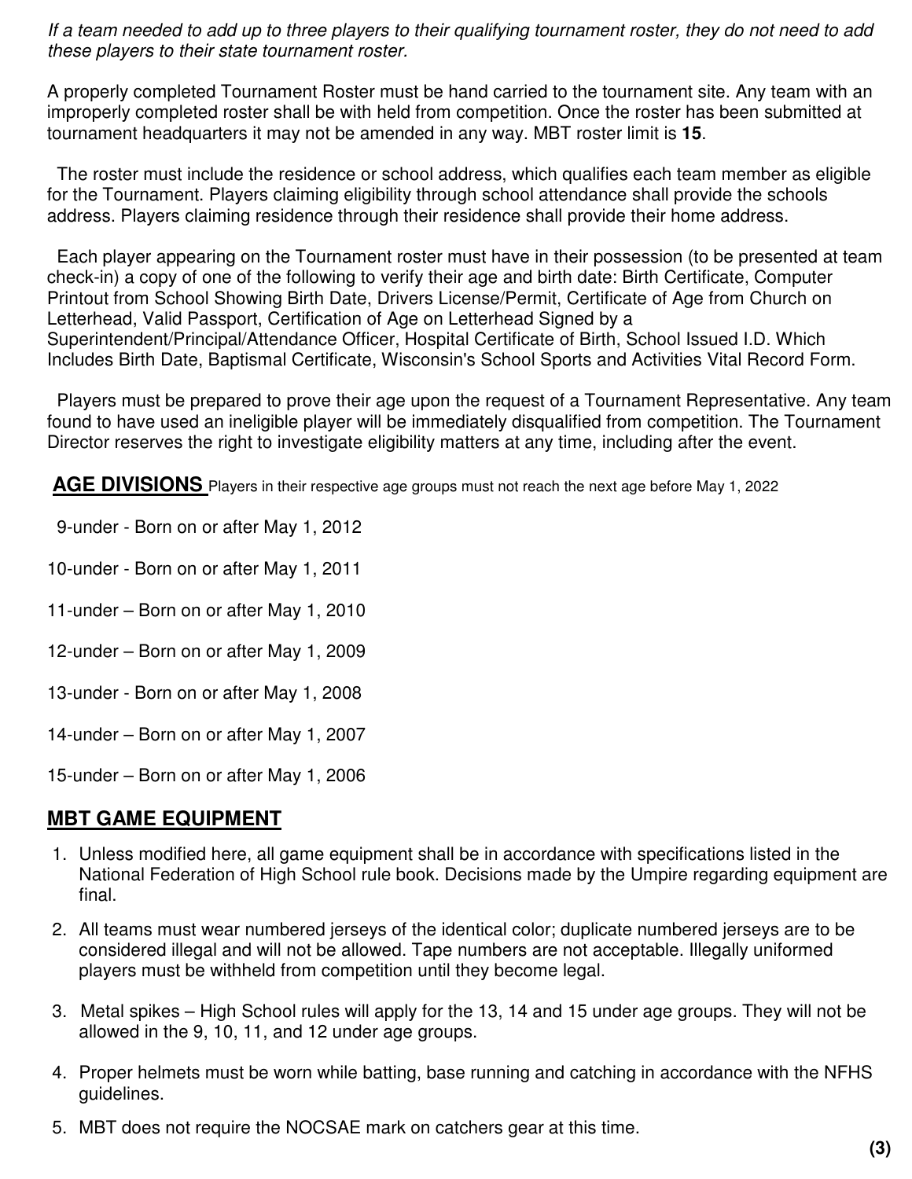*If a team needed to add up to three players to their qualifying tournament roster, they do not need to add these players to their state tournament roster.*

A properly completed Tournament Roster must be hand carried to the tournament site. Any team with an improperly completed roster shall be with held from competition. Once the roster has been submitted at tournament headquarters it may not be amended in any way. MBT roster limit is **15**.

The roster must include the residence or school address, which qualifies each team member as eligible for the Tournament. Players claiming eligibility through school attendance shall provide the schools address. Players claiming residence through their residence shall provide their home address.

Each player appearing on the Tournament roster must have in their possession (to be presented at team check-in) a copy of one of the following to verify their age and birth date: Birth Certificate, Computer Printout from School Showing Birth Date, Drivers License/Permit, Certificate of Age from Church on Letterhead, Valid Passport, Certification of Age on Letterhead Signed by a Superintendent/Principal/Attendance Officer, Hospital Certificate of Birth, School Issued I.D. Which Includes Birth Date, Baptismal Certificate, Wisconsin's School Sports and Activities Vital Record Form.

Players must be prepared to prove their age upon the request of a Tournament Representative. Any team found to have used an ineligible player will be immediately disqualified from competition. The Tournament Director reserves the right to investigate eligibility matters at any time, including after the event.

## AGE DIVISIONS

Players in their respective age groups must not reach the next age before May 1, 2022

9-under - Born on or after May 1, 2012

10-under - Born on or after May 1, 2011

11-under – Born on or after May 1, 2010

12-under – Born on or after May 1, 2009

13-under - Born on or after May 1, 2008

14-under – Born on or after May 1, 2007

15-under – Born on or after May 1, 2006

## MBT GAME EQUIPMENT

1. Unless modified here, all game equipment shall be in accordance with specifications listed in the National Federation of High School rule book. Decisions made by the Umpire regarding equipment are final.
2. All teams must wear numbered jerseys of the identical color; duplicate numbered jerseys are to be considered illegal and will not be allowed. Tape numbers are not acceptable. Illegally uniformed players must be withheld from competition until they become legal.
3. Metal spikes – High School rules will apply for the 13, 14 and 15 under age groups. They will not be allowed in the 9, 10, 11, and 12 under age groups.
4. Proper helmets must be worn while batting, base running and catching in accordance with the NFHS guidelines.
5. MBT does not require the NOCSAE mark on catchers gear at this time.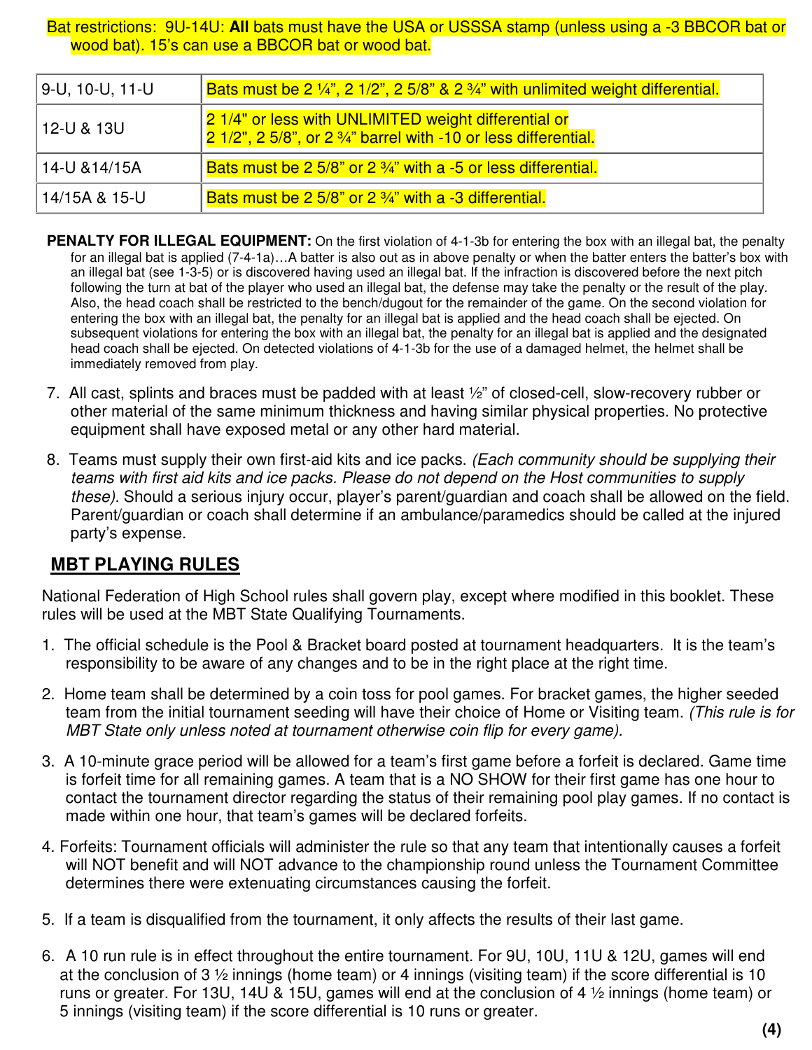Bat restrictions: 9U-14U: **All** bats must have the USA or USSSA stamp (unless using a -3 BBCOR bat or wood bat). 15's can use a BBCOR bat or wood bat.

| | |
|---|---|
| 9-U, 10-U, 11-U | Bats must be 2 ¼", 2 1/2", 2 5/8" & 2 ¾" with unlimited weight differential. |
| 12-U & 13U | 2 1/4" or less with UNLIMITED weight differential or<br>2 1/2", 2 5/8", or 2 ¾" barrel with -10 or less differential. |
| 14-U &14/15A | Bats must be 2 5/8" or 2 ¾" with a -5 or less differential. |
| 14/15A & 15-U | Bats must be 2 5/8" or 2 ¾" with a -3 differential. |

**PENALTY FOR ILLEGAL EQUIPMENT:** On the first violation of 4-1-3b for entering the box with an illegal bat, the penalty for an illegal bat is applied (7-4-1a)…A batter is also out as in above penalty or when the batter enters the batter's box with an illegal bat (see 1-3-5) or is discovered having used an illegal bat. If the infraction is discovered before the next pitch following the turn at bat of the player who used an illegal bat, the defense may take the penalty or the result of the play. Also, the head coach shall be restricted to the bench/dugout for the remainder of the game. On the second violation for entering the box with an illegal bat, the penalty for an illegal bat is applied and the head coach shall be ejected. On subsequent violations for entering the box with an illegal bat, the penalty for an illegal bat is applied and the designated head coach shall be ejected. On detected violations of 4-1-3b for the use of a damaged helmet, the helmet shall be immediately removed from play.

7. All cast, splints and braces must be padded with at least ½" of closed-cell, slow-recovery rubber or other material of the same minimum thickness and having similar physical properties. No protective equipment shall have exposed metal or any other hard material.

8. Teams must supply their own first-aid kits and ice packs. *(Each community should be supplying their teams with first aid kits and ice packs. Please do not depend on the Host communities to supply these).* Should a serious injury occur, player's parent/guardian and coach shall be allowed on the field. Parent/guardian or coach shall determine if an ambulance/paramedics should be called at the injured party's expense.

## MBT PLAYING RULES

National Federation of High School rules shall govern play, except where modified in this booklet. These rules will be used at the MBT State Qualifying Tournaments.

1. The official schedule is the Pool & Bracket board posted at tournament headquarters. It is the team's responsibility to be aware of any changes and to be in the right place at the right time.

2. Home team shall be determined by a coin toss for pool games. For bracket games, the higher seeded team from the initial tournament seeding will have their choice of Home or Visiting team. *(This rule is for MBT State only unless noted at tournament otherwise coin flip for every game).*

3. A 10-minute grace period will be allowed for a team's first game before a forfeit is declared. Game time is forfeit time for all remaining games. A team that is a NO SHOW for their first game has one hour to contact the tournament director regarding the status of their remaining pool play games. If no contact is made within one hour, that team's games will be declared forfeits.

4. Forfeits: Tournament officials will administer the rule so that any team that intentionally causes a forfeit will NOT benefit and will NOT advance to the championship round unless the Tournament Committee determines there were extenuating circumstances causing the forfeit.

5. If a team is disqualified from the tournament, it only affects the results of their last game.

6. A 10 run rule is in effect throughout the entire tournament. For 9U, 10U, 11U & 12U, games will end at the conclusion of 3 ½ innings (home team) or 4 innings (visiting team) if the score differential is 10 runs or greater. For 13U, 14U & 15U, games will end at the conclusion of 4 ½ innings (home team) or 5 innings (visiting team) if the score differential is 10 runs or greater.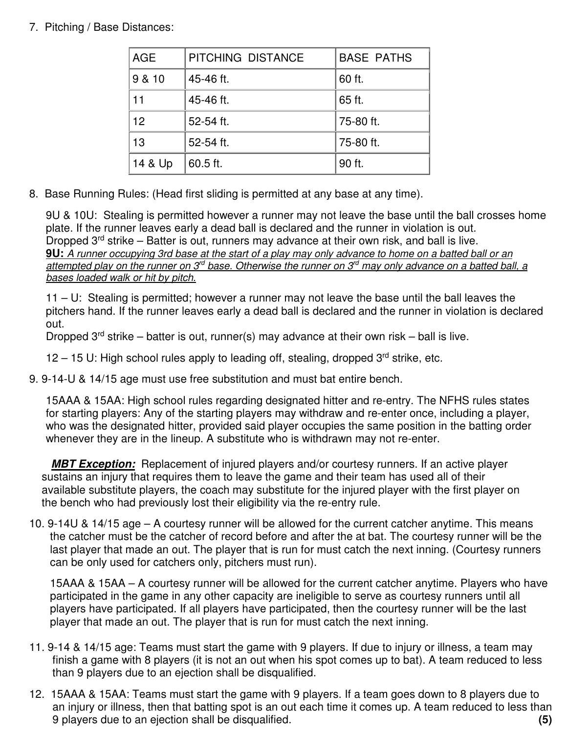7. Pitching / Base Distances:

| AGE | PITCHING DISTANCE | BASE PATHS |
|---|---|---|
| 9 & 10 | 45-46 ft. | 60 ft. |
| 11 | 45-46 ft. | 65 ft. |
| 12 | 52-54 ft. | 75-80 ft. |
| 13 | 52-54 ft. | 75-80 ft. |
| 14 & Up | 60.5 ft. | 90 ft. |

8. Base Running Rules: (Head first sliding is permitted at any base at any time).

   9U & 10U: Stealing is permitted however a runner may not leave the base until the ball crosses home plate. If the runner leaves early a dead ball is declared and the runner in violation is out.
   Dropped 3rd strike – Batter is out, runners may advance at their own risk, and ball is live.
   **9U:** *A runner occupying 3rd base at the start of a play may only advance to home on a batted ball or an attempted play on the runner on 3rd base. Otherwise the runner on 3rd may only advance on a batted ball, a bases loaded walk or hit by pitch.*

   11 – U: Stealing is permitted; however a runner may not leave the base until the ball leaves the pitchers hand. If the runner leaves early a dead ball is declared and the runner in violation is declared out.
   Dropped 3rd strike – batter is out, runner(s) may advance at their own risk – ball is live.

   12 – 15 U: High school rules apply to leading off, stealing, dropped 3rd strike, etc.

9. 9-14-U & 14/15 age must use free substitution and must bat entire bench.

   15AAA & 15AA: High school rules regarding designated hitter and re-entry. The NFHS rules states for starting players: Any of the starting players may withdraw and re-enter once, including a player, who was the designated hitter, provided said player occupies the same position in the batting order whenever they are in the lineup. A substitute who is withdrawn may not re-enter.

   ***MBT Exception:*** Replacement of injured players and/or courtesy runners. If an active player sustains an injury that requires them to leave the game and their team has used all of their available substitute players, the coach may substitute for the injured player with the first player on the bench who had previously lost their eligibility via the re-entry rule.

10. 9-14U & 14/15 age – A courtesy runner will be allowed for the current catcher anytime. This means the catcher must be the catcher of record before and after the at bat. The courtesy runner will be the last player that made an out. The player that is run for must catch the next inning. (Courtesy runners can be only used for catchers only, pitchers must run).

    15AAA & 15AA – A courtesy runner will be allowed for the current catcher anytime. Players who have participated in the game in any other capacity are ineligible to serve as courtesy runners until all players have participated. If all players have participated, then the courtesy runner will be the last player that made an out. The player that is run for must catch the next inning.

11. 9-14 & 14/15 age: Teams must start the game with 9 players. If due to injury or illness, a team may finish a game with 8 players (it is not an out when his spot comes up to bat). A team reduced to less than 9 players due to an ejection shall be disqualified.

12. 15AAA & 15AA: Teams must start the game with 9 players. If a team goes down to 8 players due to an injury or illness, then that batting spot is an out each time it comes up. A team reduced to less than 9 players due to an ejection shall be disqualified.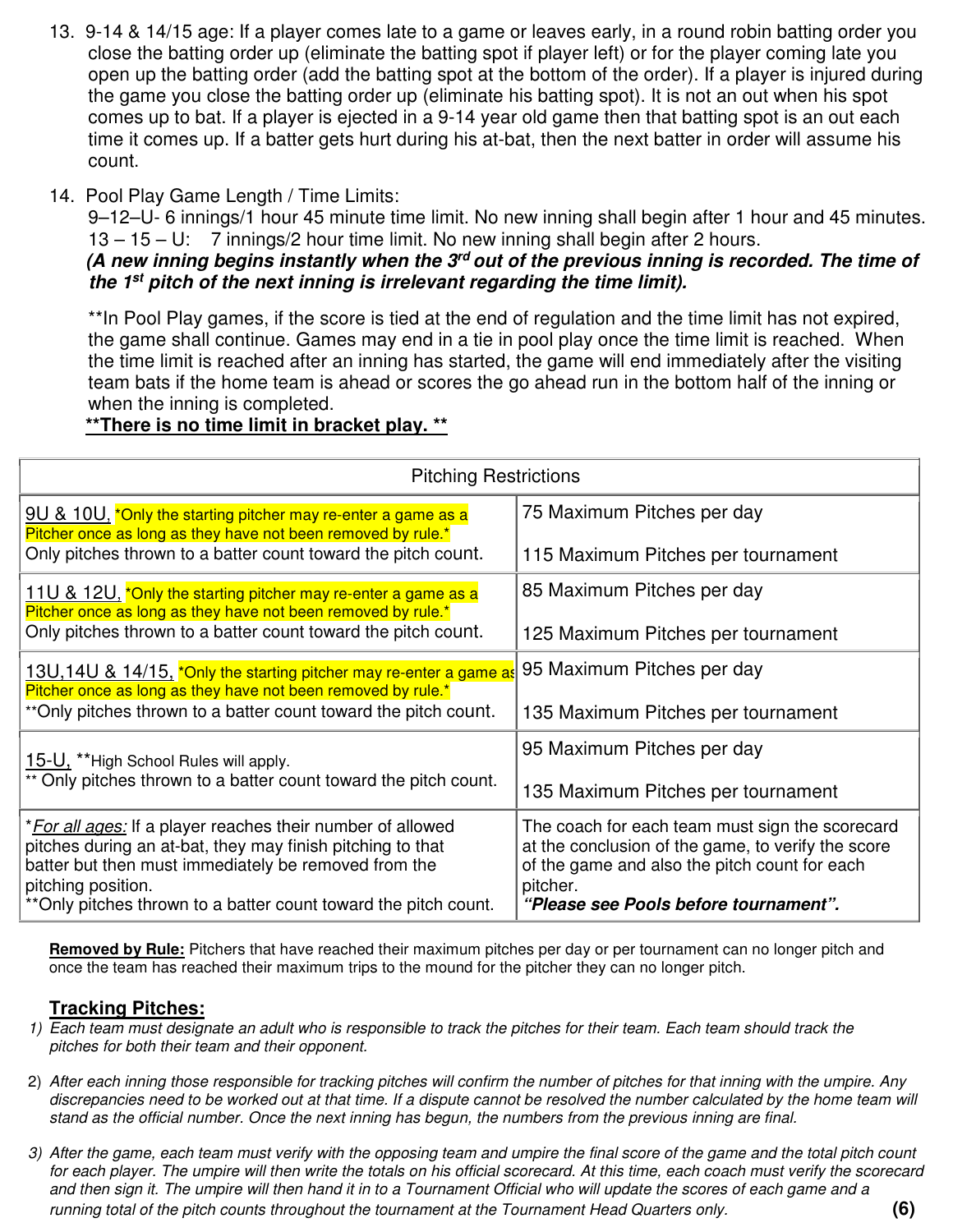13. 9-14 & 14/15 age: If a player comes late to a game or leaves early, in a round robin batting order you close the batting order up (eliminate the batting spot if player left) or for the player coming late you open up the batting order (add the batting spot at the bottom of the order). If a player is injured during the game you close the batting order up (eliminate his batting spot). It is not an out when his spot comes up to bat. If a player is ejected in a 9-14 year old game then that batting spot is an out each time it comes up. If a batter gets hurt during his at-bat, then the next batter in order will assume his count.

14. Pool Play Game Length / Time Limits:
    9–12–U- 6 innings/1 hour 45 minute time limit. No new inning shall begin after 1 hour and 45 minutes.
    13 – 15 – U: 7 innings/2 hour time limit. No new inning shall begin after 2 hours.
    ***(A new inning begins instantly when the 3rd out of the previous inning is recorded. The time of the 1st pitch of the next inning is irrelevant regarding the time limit).***

    **In Pool Play games, if the score is tied at the end of regulation and the time limit has not expired, the game shall continue. Games may end in a tie in pool play once the time limit is reached. When the time limit is reached after an inning has started, the game will end immediately after the visiting team bats if the home team is ahead or scores the go ahead run in the bottom half of the inning or when the inning is completed.
    <u>**There is no time limit in bracket play. **</u>

| Pitching Restrictions | |
|---|---|
| <u>9U & 10U,</u> *Only the starting pitcher may re-enter a game as a Pitcher once as long as they have not been removed by rule.* Only pitches thrown to a batter count toward the pitch count. | 75 Maximum Pitches per day<br><br>115 Maximum Pitches per tournament |
| <u>11U & 12U,</u> *Only the starting pitcher may re-enter a game as a Pitcher once as long as they have not been removed by rule.* Only pitches thrown to a batter count toward the pitch count. | 85 Maximum Pitches per day<br><br>125 Maximum Pitches per tournament |
| <u>13U,14U & 14/15,</u> *Only the starting pitcher may re-enter a game as a Pitcher once as long as they have not been removed by rule.* **Only pitches thrown to a batter count toward the pitch count. | 95 Maximum Pitches per day<br><br>135 Maximum Pitches per tournament |
| <u>15-U,</u> **High School Rules will apply. ** Only pitches thrown to a batter count toward the pitch count. | 95 Maximum Pitches per day<br><br>135 Maximum Pitches per tournament |
| *<u>*For all ages:*</u> If a player reaches their number of allowed pitches during an at-bat, they may finish pitching to that batter but then must immediately be removed from the pitching position. **Only pitches thrown to a batter count toward the pitch count. | The coach for each team must sign the scorecard at the conclusion of the game, to verify the score of the game and also the pitch count for each pitcher. ***"Please see Pools before tournament".*** |

<u>**Removed by Rule:**</u> Pitchers that have reached their maximum pitches per day or per tournament can no longer pitch and once the team has reached their maximum trips to the mound for the pitcher they can no longer pitch.

## <u>Tracking Pitches:</u>

1) *Each team must designate an adult who is responsible to track the pitches for their team. Each team should track the pitches for both their team and their opponent.*

2) *After each inning those responsible for tracking pitches will confirm the number of pitches for that inning with the umpire. Any discrepancies need to be worked out at that time. If a dispute cannot be resolved the number calculated by the home team will stand as the official number. Once the next inning has begun, the numbers from the previous inning are final.*

3) *After the game, each team must verify with the opposing team and umpire the final score of the game and the total pitch count for each player. The umpire will then write the totals on his official scorecard. At this time, each coach must verify the scorecard and then sign it. The umpire will then hand it in to a Tournament Official who will update the scores of each game and a running total of the pitch counts throughout the tournament at the Tournament Head Quarters only.*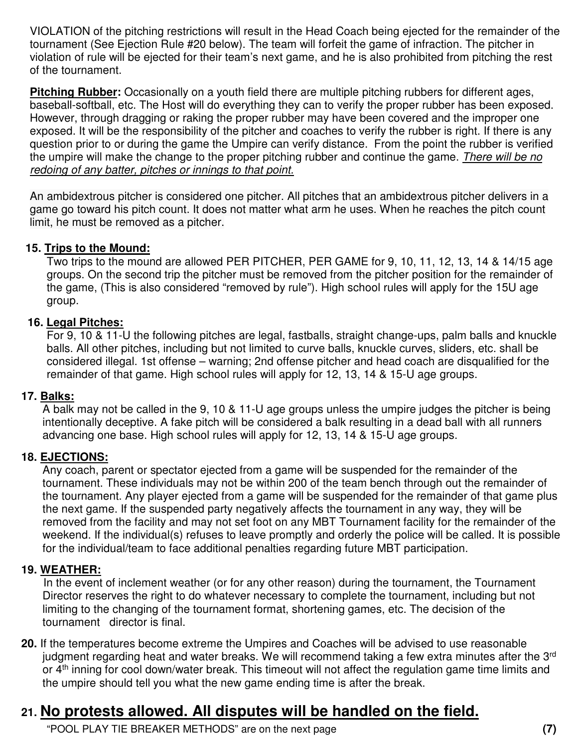VIOLATION of the pitching restrictions will result in the Head Coach being ejected for the remainder of the tournament (See Ejection Rule #20 below). The team will forfeit the game of infraction. The pitcher in violation of rule will be ejected for their team's next game, and he is also prohibited from pitching the rest of the tournament.

**Pitching Rubber:** Occasionally on a youth field there are multiple pitching rubbers for different ages, baseball-softball, etc. The Host will do everything they can to verify the proper rubber has been exposed. However, through dragging or raking the proper rubber may have been covered and the improper one exposed. It will be the responsibility of the pitcher and coaches to verify the rubber is right. If there is any question prior to or during the game the Umpire can verify distance. From the point the rubber is verified the umpire will make the change to the proper pitching rubber and continue the game. *There will be no redoing of any batter, pitches or innings to that point.*

An ambidextrous pitcher is considered one pitcher. All pitches that an ambidextrous pitcher delivers in a game go toward his pitch count. It does not matter what arm he uses. When he reaches the pitch count limit, he must be removed as a pitcher.

**15. Trips to the Mound:**

Two trips to the mound are allowed PER PITCHER, PER GAME for 9, 10, 11, 12, 13, 14 & 14/15 age groups. On the second trip the pitcher must be removed from the pitcher position for the remainder of the game, (This is also considered "removed by rule"). High school rules will apply for the 15U age group.

**16. Legal Pitches:**

For 9, 10 & 11-U the following pitches are legal, fastballs, straight change-ups, palm balls and knuckle balls. All other pitches, including but not limited to curve balls, knuckle curves, sliders, etc. shall be considered illegal. 1st offense – warning; 2nd offense pitcher and head coach are disqualified for the remainder of that game. High school rules will apply for 12, 13, 14 & 15-U age groups.

**17. Balks:**

A balk may not be called in the 9, 10 & 11-U age groups unless the umpire judges the pitcher is being intentionally deceptive. A fake pitch will be considered a balk resulting in a dead ball with all runners advancing one base. High school rules will apply for 12, 13, 14 & 15-U age groups.

**18. EJECTIONS:**

Any coach, parent or spectator ejected from a game will be suspended for the remainder of the tournament. These individuals may not be within 200 of the team bench through out the remainder of the tournament. Any player ejected from a game will be suspended for the remainder of that game plus the next game. If the suspended party negatively affects the tournament in any way, they will be removed from the facility and may not set foot on any MBT Tournament facility for the remainder of the weekend. If the individual(s) refuses to leave promptly and orderly the police will be called. It is possible for the individual/team to face additional penalties regarding future MBT participation.

**19. WEATHER:**

In the event of inclement weather (or for any other reason) during the tournament, the Tournament Director reserves the right to do whatever necessary to complete the tournament, including but not limiting to the changing of the tournament format, shortening games, etc. The decision of the tournament director is final.

**20.** If the temperatures become extreme the Umpires and Coaches will be advised to use reasonable judgment regarding heat and water breaks. We will recommend taking a few extra minutes after the 3rd or 4th inning for cool down/water break. This timeout will not affect the regulation game time limits and the umpire should tell you what the new game ending time is after the break.

## 21. No protests allowed. All disputes will be handled on the field.

"POOL PLAY TIE BREAKER METHODS" are on the next page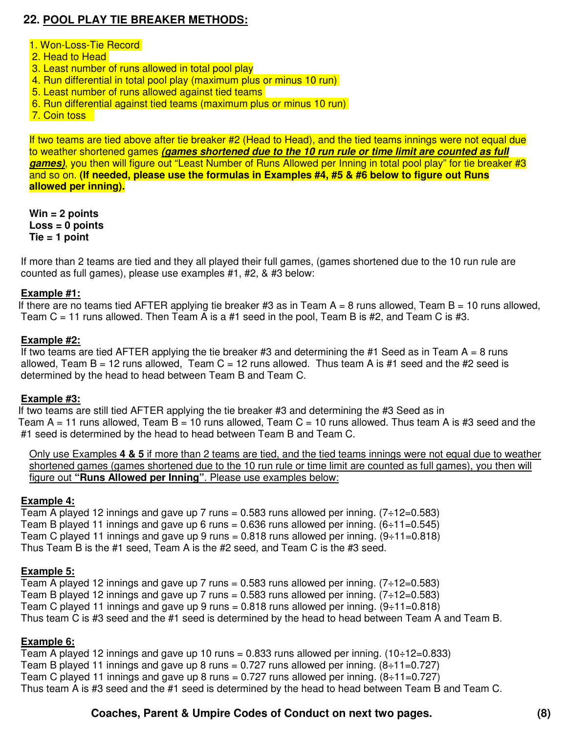## 22. POOL PLAY TIE BREAKER METHODS:

1. Won-Loss-Tie Record
2. Head to Head
3. Least number of runs allowed in total pool play
4. Run differential in total pool play (maximum plus or minus 10 run)
5. Least number of runs allowed against tied teams
6. Run differential against tied teams (maximum plus or minus 10 run)
7. Coin toss

If two teams are tied above after tie breaker #2 (Head to Head), and the tied teams innings were not equal due to weather shortened games ***(games shortened due to the 10 run rule or time limit are counted as full games)***, you then will figure out "Least Number of Runs Allowed per Inning in total pool play" for tie breaker #3 and so on. **(If needed, please use the formulas in Examples #4, #5 & #6 below to figure out Runs allowed per inning).**

**Win = 2 points**
**Loss = 0 points**
**Tie = 1 point**

If more than 2 teams are tied and they all played their full games, (games shortened due to the 10 run rule are counted as full games), please use examples #1, #2, & #3 below:

**Example #1:**
If there are no teams tied AFTER applying tie breaker #3 as in Team A = 8 runs allowed, Team B = 10 runs allowed, Team C = 11 runs allowed. Then Team A is a #1 seed in the pool, Team B is #2, and Team C is #3.

**Example #2:**
If two teams are tied AFTER applying the tie breaker #3 and determining the #1 Seed as in Team A = 8 runs allowed, Team B = 12 runs allowed, Team C = 12 runs allowed. Thus team A is #1 seed and the #2 seed is determined by the head to head between Team B and Team C.

**Example #3:**
If two teams are still tied AFTER applying the tie breaker #3 and determining the #3 Seed as in Team A = 11 runs allowed, Team B = 10 runs allowed, Team C = 10 runs allowed. Thus team A is #3 seed and the #1 seed is determined by the head to head between Team B and Team C.

Only use Examples **4 & 5** if more than 2 teams are tied, and the tied teams innings were not equal due to weather shortened games (games shortened due to the 10 run rule or time limit are counted as full games), you then will figure out **"Runs Allowed per Inning"**. Please use examples below:

**Example 4:**
Team A played 12 innings and gave up 7 runs = 0.583 runs allowed per inning. (7÷12=0.583)
Team B played 11 innings and gave up 6 runs = 0.636 runs allowed per inning. (6÷11=0.545)
Team C played 11 innings and gave up 9 runs = 0.818 runs allowed per inning. (9÷11=0.818)
Thus Team B is the #1 seed, Team A is the #2 seed, and Team C is the #3 seed.

**Example 5:**
Team A played 12 innings and gave up 7 runs = 0.583 runs allowed per inning. (7÷12=0.583)
Team B played 12 innings and gave up 7 runs = 0.583 runs allowed per inning. (7÷12=0.583)
Team C played 11 innings and gave up 9 runs = 0.818 runs allowed per inning. (9÷11=0.818)
Thus team C is #3 seed and the #1 seed is determined by the head to head between Team A and Team B.

**Example 6:**
Team A played 12 innings and gave up 10 runs = 0.833 runs allowed per inning. (10÷12=0.833)
Team B played 11 innings and gave up 8 runs = 0.727 runs allowed per inning. (8÷11=0.727)
Team C played 11 innings and gave up 8 runs = 0.727 runs allowed per inning. (8÷11=0.727)
Thus team A is #3 seed and the #1 seed is determined by the head to head between Team B and Team C.

**Coaches, Parent & Umpire Codes of Conduct on next two pages.**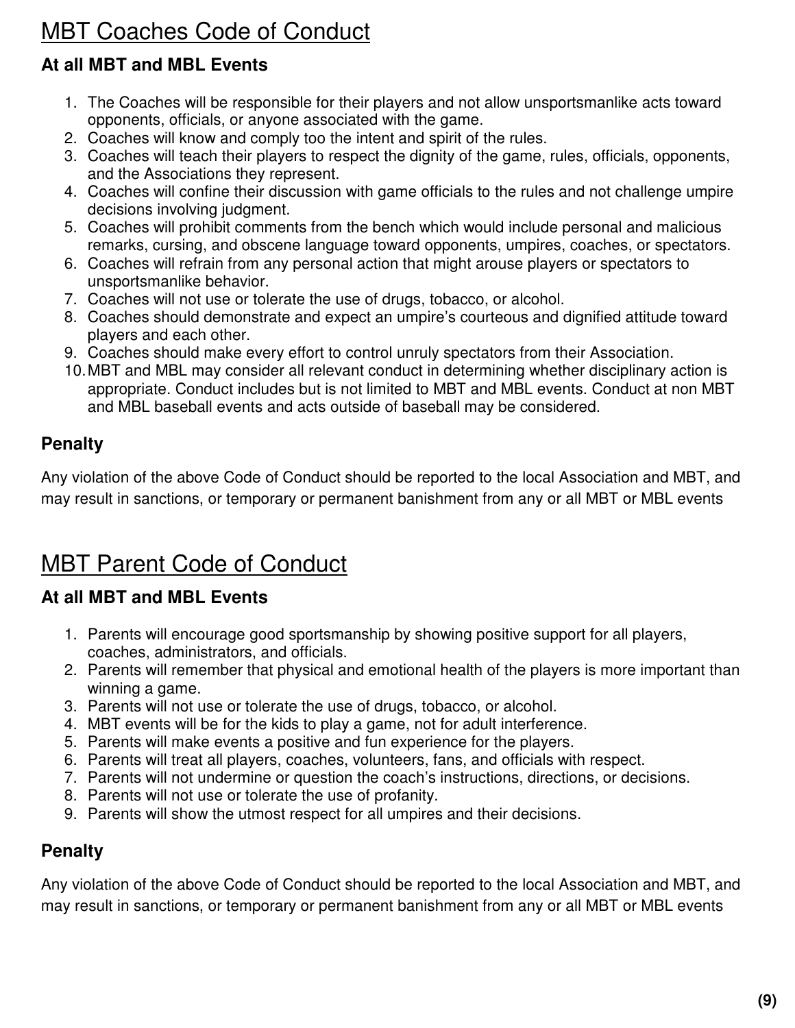# MBT Coaches Code of Conduct

### At all MBT and MBL Events

1. The Coaches will be responsible for their players and not allow unsportsmanlike acts toward opponents, officials, or anyone associated with the game.
2. Coaches will know and comply too the intent and spirit of the rules.
3. Coaches will teach their players to respect the dignity of the game, rules, officials, opponents, and the Associations they represent.
4. Coaches will confine their discussion with game officials to the rules and not challenge umpire decisions involving judgment.
5. Coaches will prohibit comments from the bench which would include personal and malicious remarks, cursing, and obscene language toward opponents, umpires, coaches, or spectators.
6. Coaches will refrain from any personal action that might arouse players or spectators to unsportsmanlike behavior.
7. Coaches will not use or tolerate the use of drugs, tobacco, or alcohol.
8. Coaches should demonstrate and expect an umpire's courteous and dignified attitude toward players and each other.
9. Coaches should make every effort to control unruly spectators from their Association.
10. MBT and MBL may consider all relevant conduct in determining whether disciplinary action is appropriate. Conduct includes but is not limited to MBT and MBL events. Conduct at non MBT and MBL baseball events and acts outside of baseball may be considered.

### Penalty

Any violation of the above Code of Conduct should be reported to the local Association and MBT, and may result in sanctions, or temporary or permanent banishment from any or all MBT or MBL events

# MBT Parent Code of Conduct

### At all MBT and MBL Events

1. Parents will encourage good sportsmanship by showing positive support for all players, coaches, administrators, and officials.
2. Parents will remember that physical and emotional health of the players is more important than winning a game.
3. Parents will not use or tolerate the use of drugs, tobacco, or alcohol.
4. MBT events will be for the kids to play a game, not for adult interference.
5. Parents will make events a positive and fun experience for the players.
6. Parents will treat all players, coaches, volunteers, fans, and officials with respect.
7. Parents will not undermine or question the coach's instructions, directions, or decisions.
8. Parents will not use or tolerate the use of profanity.
9. Parents will show the utmost respect for all umpires and their decisions.

### Penalty

Any violation of the above Code of Conduct should be reported to the local Association and MBT, and may result in sanctions, or temporary or permanent banishment from any or all MBT or MBL events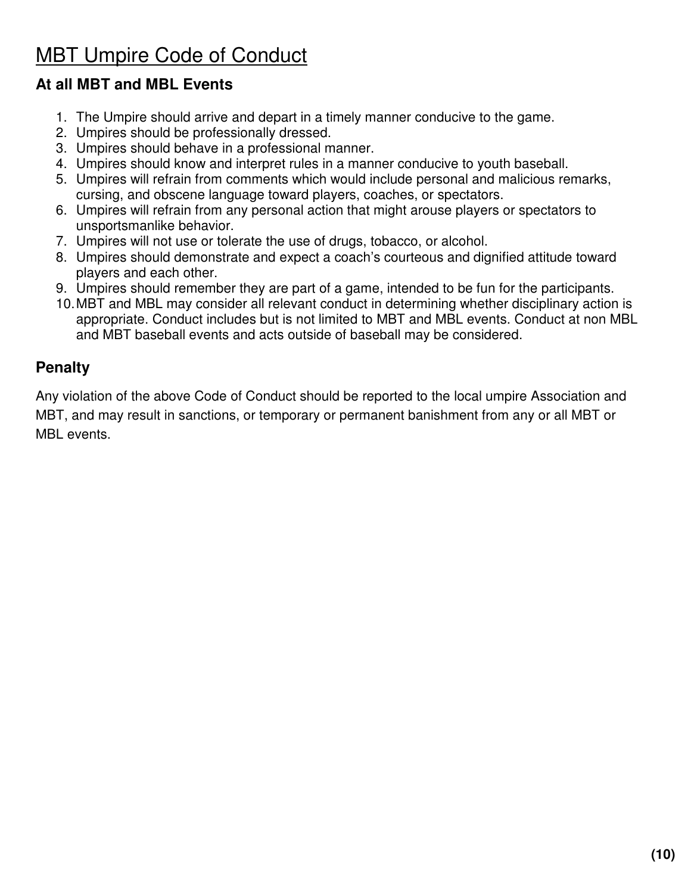# MBT Umpire Code of Conduct

## At all MBT and MBL Events

1. The Umpire should arrive and depart in a timely manner conducive to the game.
2. Umpires should be professionally dressed.
3. Umpires should behave in a professional manner.
4. Umpires should know and interpret rules in a manner conducive to youth baseball.
5. Umpires will refrain from comments which would include personal and malicious remarks, cursing, and obscene language toward players, coaches, or spectators.
6. Umpires will refrain from any personal action that might arouse players or spectators to unsportsmanlike behavior.
7. Umpires will not use or tolerate the use of drugs, tobacco, or alcohol.
8. Umpires should demonstrate and expect a coach's courteous and dignified attitude toward players and each other.
9. Umpires should remember they are part of a game, intended to be fun for the participants.
10. MBT and MBL may consider all relevant conduct in determining whether disciplinary action is appropriate. Conduct includes but is not limited to MBT and MBL events. Conduct at non MBL and MBT baseball events and acts outside of baseball may be considered.

## Penalty

Any violation of the above Code of Conduct should be reported to the local umpire Association and MBT, and may result in sanctions, or temporary or permanent banishment from any or all MBT or MBL events.